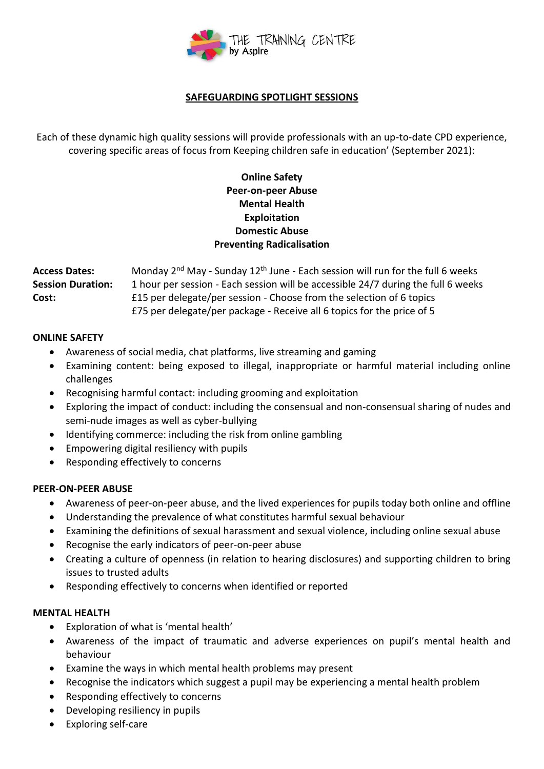THE TRAINING CENTRE by Aspire

## SAFEGUARDING SPOTLIGHT SESSIONS

Each of these dynamic high quality sessions will provide professionals with an up-to-date CPD experience, covering specific areas of focus from Keeping children safe in education' (September 2021):

**Online Safety**
**Peer-on-peer Abuse**
**Mental Health**
**Exploitation**
**Domestic Abuse**
**Preventing Radicalisation**

**Access Dates:** Monday 2nd May - Sunday 12th June - Each session will run for the full 6 weeks
**Session Duration:** 1 hour per session - Each session will be accessible 24/7 during the full 6 weeks
**Cost:** £15 per delegate/per session - Choose from the selection of 6 topics
£75 per delegate/per package - Receive all 6 topics for the price of 5

### ONLINE SAFETY

- Awareness of social media, chat platforms, live streaming and gaming
- Examining content: being exposed to illegal, inappropriate or harmful material including online challenges
- Recognising harmful contact: including grooming and exploitation
- Exploring the impact of conduct: including the consensual and non-consensual sharing of nudes and semi-nude images as well as cyber-bullying
- Identifying commerce: including the risk from online gambling
- Empowering digital resiliency with pupils
- Responding effectively to concerns

### PEER-ON-PEER ABUSE

- Awareness of peer-on-peer abuse, and the lived experiences for pupils today both online and offline
- Understanding the prevalence of what constitutes harmful sexual behaviour
- Examining the definitions of sexual harassment and sexual violence, including online sexual abuse
- Recognise the early indicators of peer-on-peer abuse
- Creating a culture of openness (in relation to hearing disclosures) and supporting children to bring issues to trusted adults
- Responding effectively to concerns when identified or reported

### MENTAL HEALTH

- Exploration of what is 'mental health'
- Awareness of the impact of traumatic and adverse experiences on pupil's mental health and behaviour
- Examine the ways in which mental health problems may present
- Recognise the indicators which suggest a pupil may be experiencing a mental health problem
- Responding effectively to concerns
- Developing resiliency in pupils
- Exploring self-care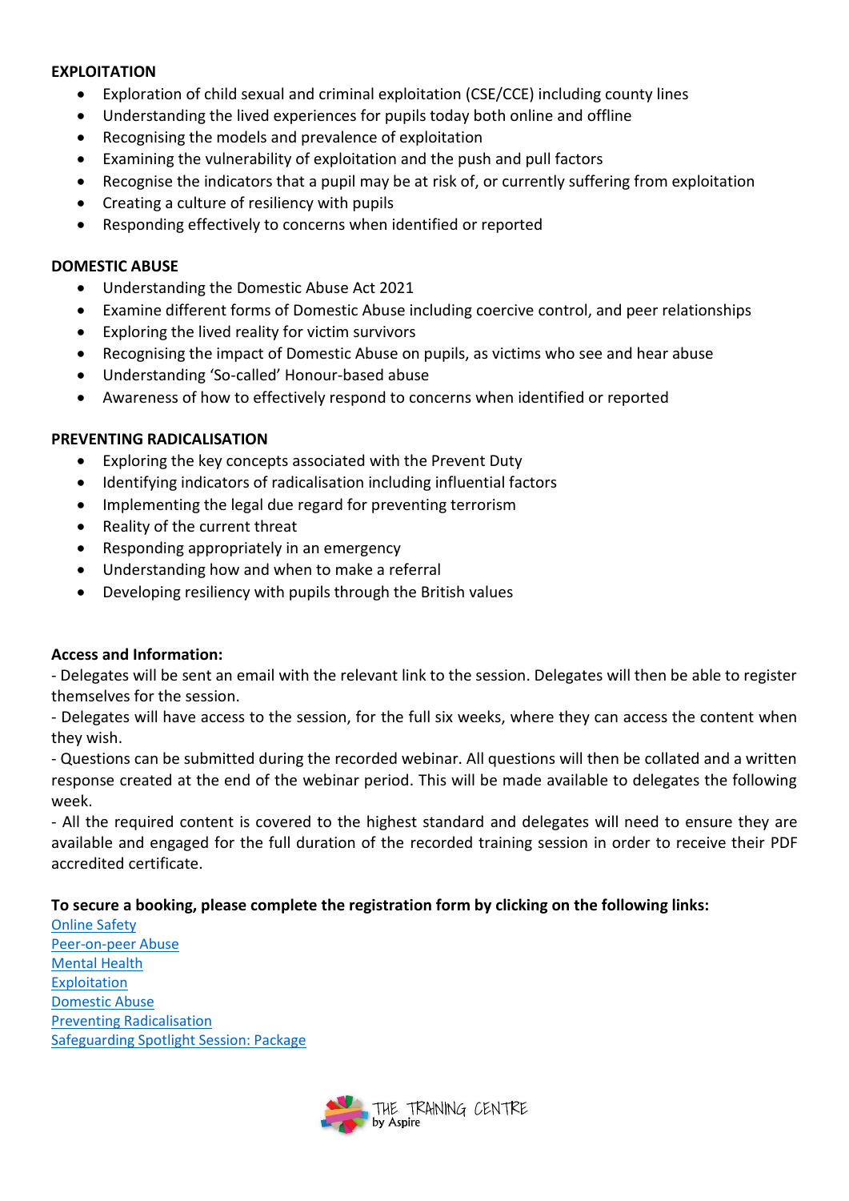**EXPLOITATION**

- Exploration of child sexual and criminal exploitation (CSE/CCE) including county lines
- Understanding the lived experiences for pupils today both online and offline
- Recognising the models and prevalence of exploitation
- Examining the vulnerability of exploitation and the push and pull factors
- Recognise the indicators that a pupil may be at risk of, or currently suffering from exploitation
- Creating a culture of resiliency with pupils
- Responding effectively to concerns when identified or reported

**DOMESTIC ABUSE**

- Understanding the Domestic Abuse Act 2021
- Examine different forms of Domestic Abuse including coercive control, and peer relationships
- Exploring the lived reality for victim survivors
- Recognising the impact of Domestic Abuse on pupils, as victims who see and hear abuse
- Understanding 'So-called' Honour-based abuse
- Awareness of how to effectively respond to concerns when identified or reported

**PREVENTING RADICALISATION**

- Exploring the key concepts associated with the Prevent Duty
- Identifying indicators of radicalisation including influential factors
- Implementing the legal due regard for preventing terrorism
- Reality of the current threat
- Responding appropriately in an emergency
- Understanding how and when to make a referral
- Developing resiliency with pupils through the British values

**Access and Information:**

- Delegates will be sent an email with the relevant link to the session. Delegates will then be able to register themselves for the session.
- Delegates will have access to the session, for the full six weeks, where they can access the content when they wish.
- Questions can be submitted during the recorded webinar. All questions will then be collated and a written response created at the end of the webinar period. This will be made available to delegates the following week.
- All the required content is covered to the highest standard and delegates will need to ensure they are available and engaged for the full duration of the recorded training session in order to receive their PDF accredited certificate.

**To secure a booking, please complete the registration form by clicking on the following links:**

Online Safety
Peer-on-peer Abuse
Mental Health
Exploitation
Domestic Abuse
Preventing Radicalisation
Safeguarding Spotlight Session: Package

THE TRAINING CENTRE by Aspire